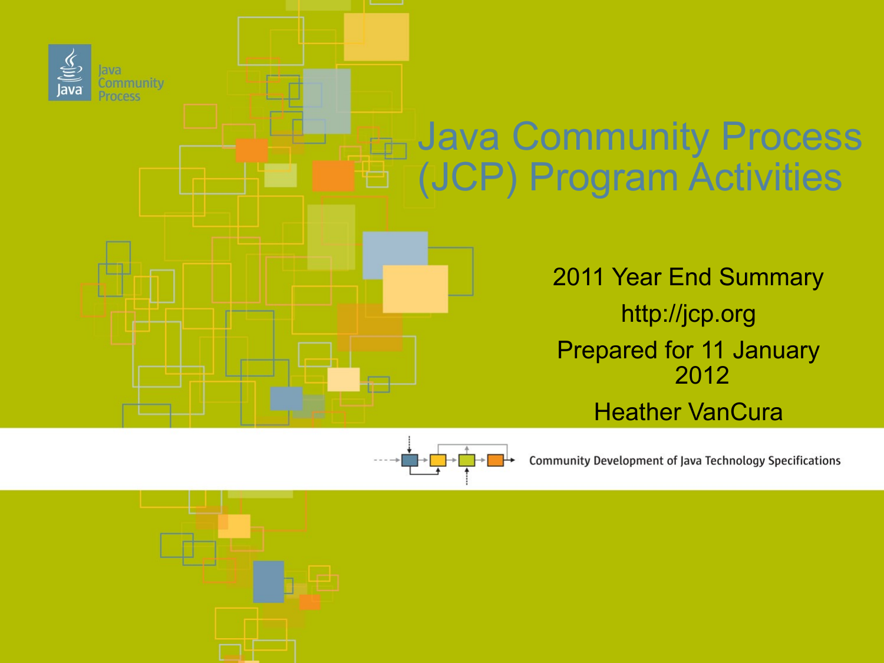Java Community Process

# Java Community Process (JCP) Program Activities

2011 Year End Summary

http://jcp.org

Prepared for 11 January 2012

Heather VanCura

Community Development of Java Technology Specifications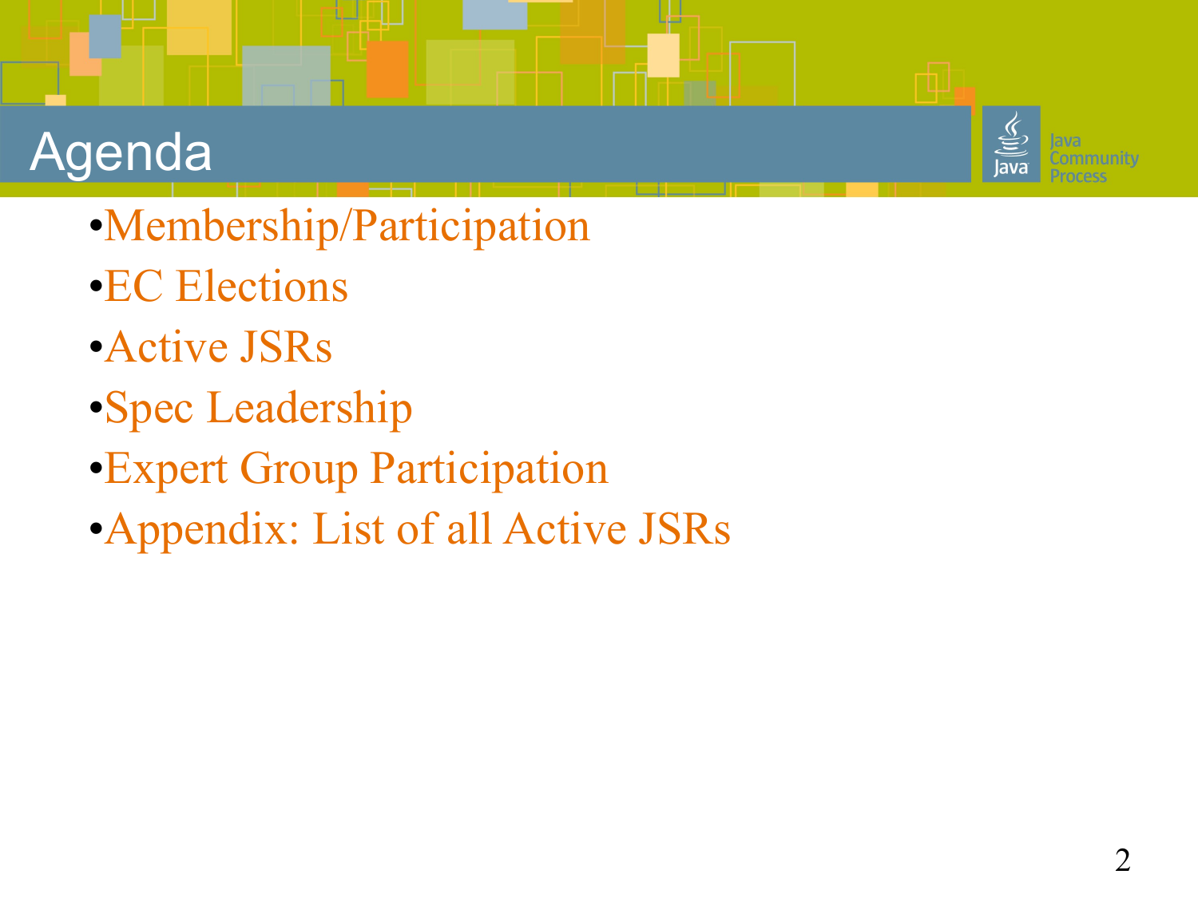# Agenda

- Membership/Participation
- EC Elections
- Active JSRs
- Spec Leadership
- Expert Group Participation
- Appendix: List of all Active JSRs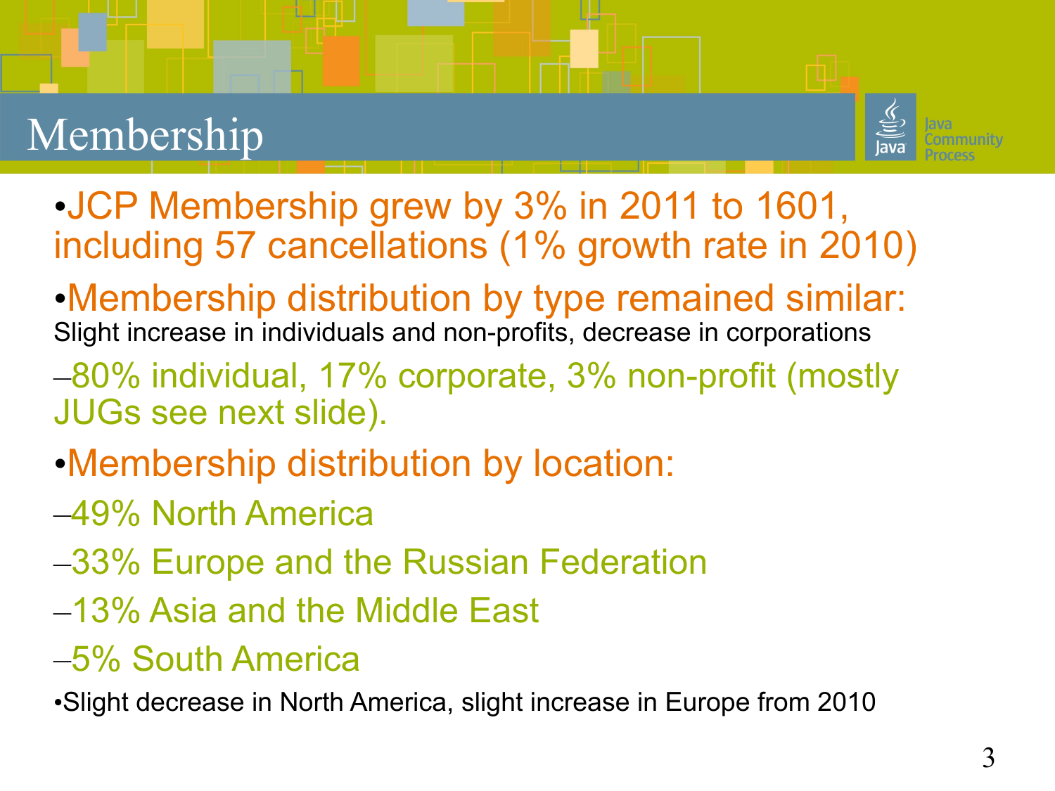# Membership

- JCP Membership grew by 3% in 2011 to 1601, including 57 cancellations (1% growth rate in 2010)
- Membership distribution by type remained similar:
  Slight increase in individuals and non-profits, decrease in corporations
  - 80% individual, 17% corporate, 3% non-profit (mostly JUGs see next slide).
- Membership distribution by location:
  - 49% North America
  - 33% Europe and the Russian Federation
  - 13% Asia and the Middle East
  - 5% South America
- Slight decrease in North America, slight increase in Europe from 2010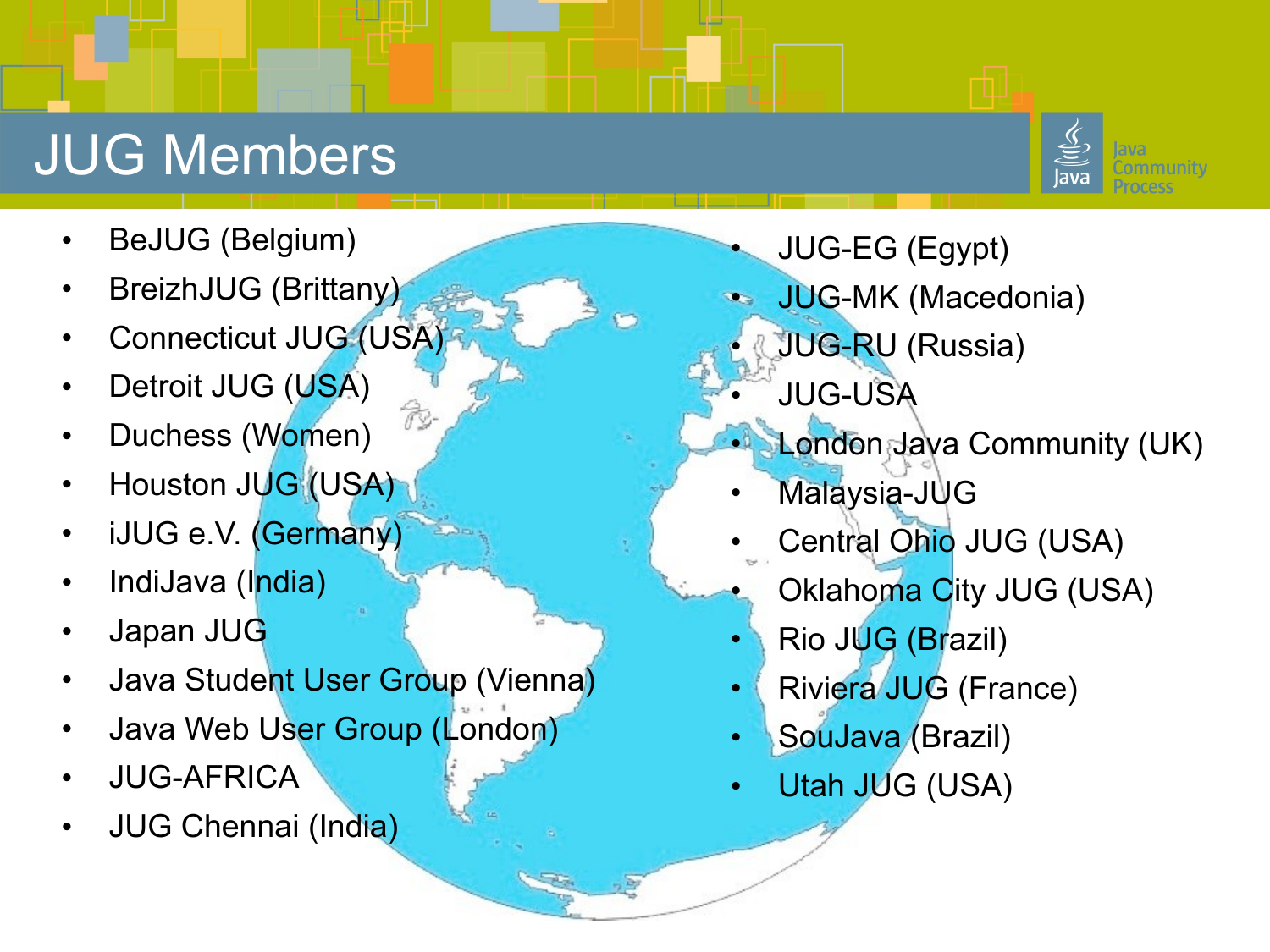# JUG Members

- BeJUG (Belgium)
- BreizhJUG (Brittany)
- Connecticut JUG (USA)
- Detroit JUG (USA)
- Duchess (Women)
- Houston JUG (USA)
- iJUG e.V. (Germany)
- IndiJava (India)
- Japan JUG
- Java Student User Group (Vienna)
- Java Web User Group (London)
- JUG-AFRICA
- JUG Chennai (India)
- JUG-EG (Egypt)
- JUG-MK (Macedonia)
- JUG-RU (Russia)
- JUG-USA
- London Java Community (UK)
- Malaysia-JUG
- Central Ohio JUG (USA)
- Oklahoma City JUG (USA)
- Rio JUG (Brazil)
- Riviera JUG (France)
- SouJava (Brazil)
- Utah JUG (USA)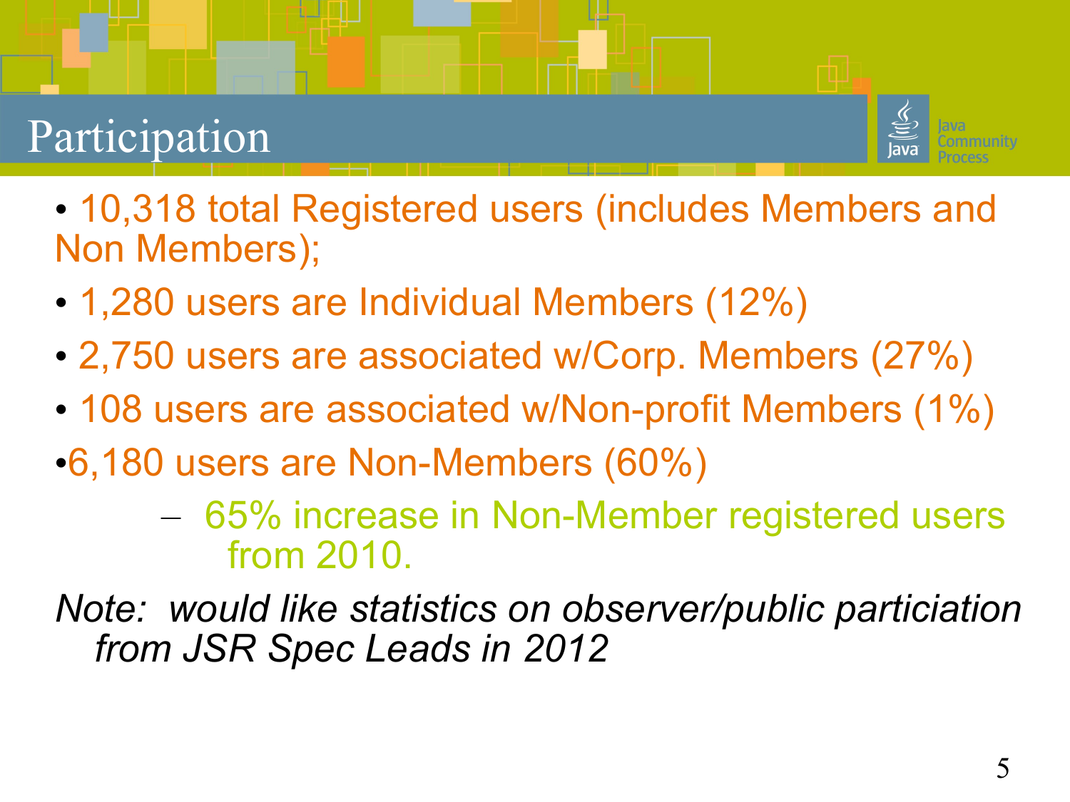# Participation

- 10,318 total Registered users (includes Members and Non Members);
- 1,280 users are Individual Members (12%)
- 2,750 users are associated w/Corp. Members (27%)
- 108 users are associated w/Non-profit Members (1%)
- 6,180 users are Non-Members (60%)
  - 65% increase in Non-Member registered users from 2010.

*Note: would like statistics on observer/public particiation from JSR Spec Leads in 2012*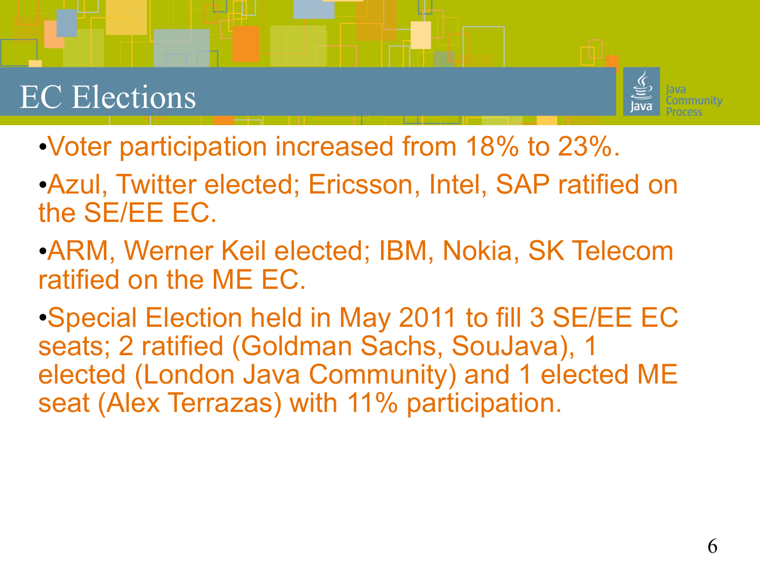# EC Elections

- Voter participation increased from 18% to 23%.
- Azul, Twitter elected; Ericsson, Intel, SAP ratified on the SE/EE EC.
- ARM, Werner Keil elected; IBM, Nokia, SK Telecom ratified on the ME EC.
- Special Election held in May 2011 to fill 3 SE/EE EC seats; 2 ratified (Goldman Sachs, SouJava), 1 elected (London Java Community) and 1 elected ME seat (Alex Terrazas) with 11% participation.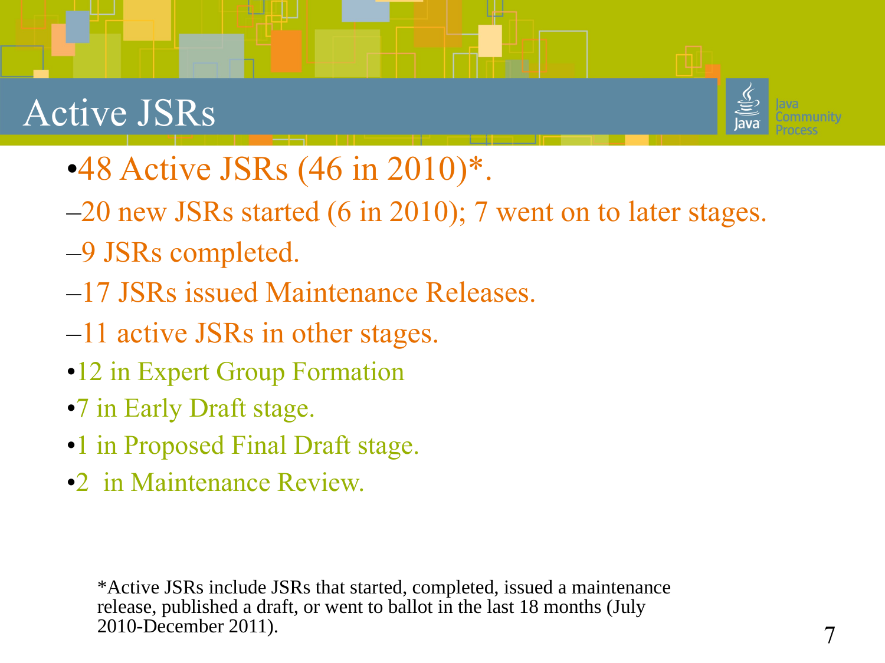# Active JSRs

- 48 Active JSRs (46 in 2010)*.
  - 20 new JSRs started (6 in 2010); 7 went on to later stages.
  - 9 JSRs completed.
  - 17 JSRs issued Maintenance Releases.
  - 11 active JSRs in other stages.
    - 12 in Expert Group Formation
    - 7 in Early Draft stage.
    - 1 in Proposed Final Draft stage.
    - 2 in Maintenance Review.

*Active JSRs include JSRs that started, completed, issued a maintenance release, published a draft, or went to ballot in the last 18 months (July 2010-December 2011).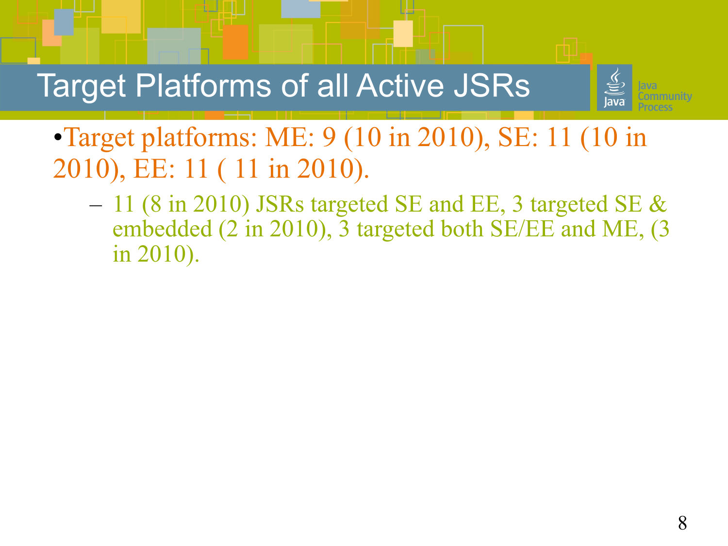# Target Platforms of all Active JSRs

- Target platforms: ME: 9 (10 in 2010), SE: 11 (10 in 2010), EE: 11 ( 11 in 2010).
  - 11 (8 in 2010) JSRs targeted SE and EE, 3 targeted SE & embedded (2 in 2010), 3 targeted both SE/EE and ME, (3 in 2010).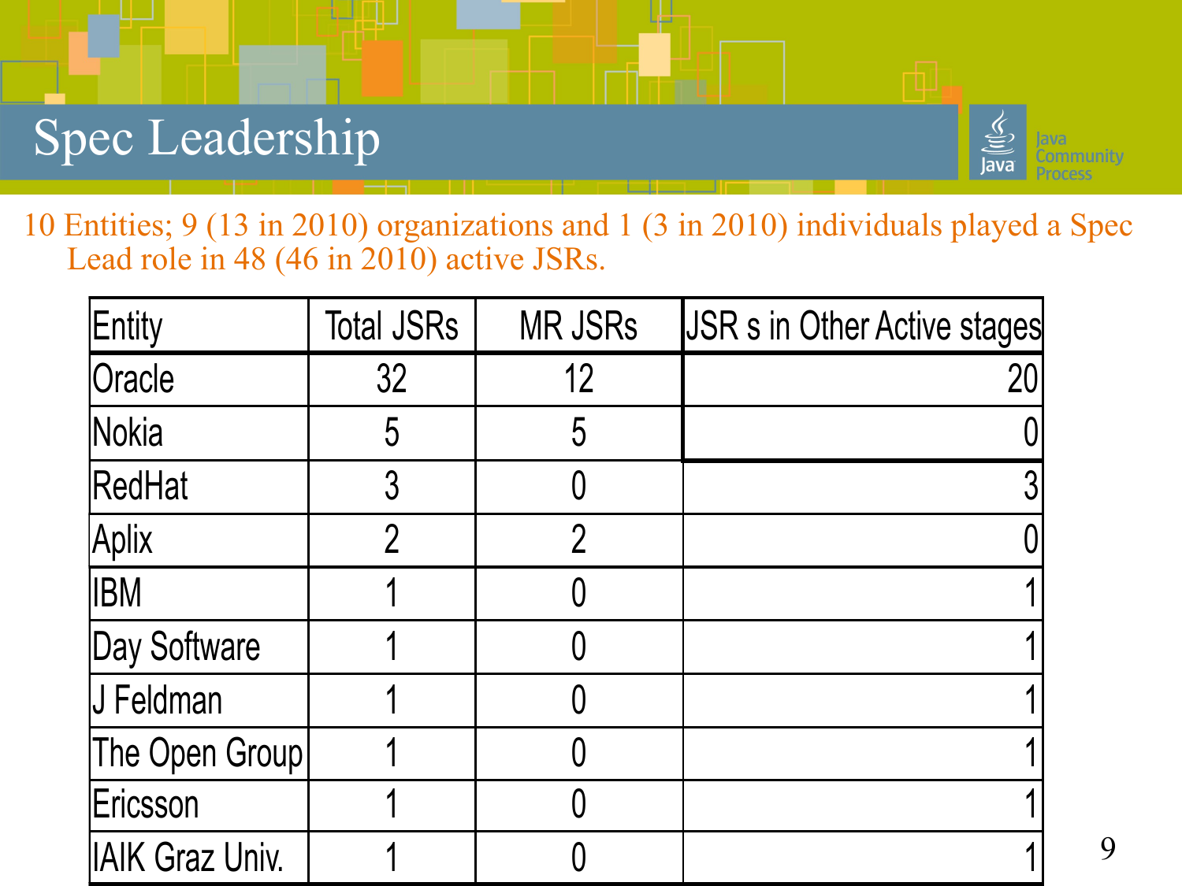# Spec Leadership

10 Entities; 9 (13 in 2010) organizations and 1 (3 in 2010) individuals played a Spec Lead role in 48 (46 in 2010) active JSRs.

| Entity | Total JSRs | MR JSRs | JSR s in Other Active stages |
|---|---|---|---|
| Oracle | 32 | 12 | 20 |
| Nokia | 5 | 5 | 0 |
| RedHat | 3 | 0 | 3 |
| Aplix | 2 | 2 | 0 |
| IBM | 1 | 0 | 1 |
| Day Software | 1 | 0 | 1 |
| J Feldman | 1 | 0 | 1 |
| The Open Group | 1 | 0 | 1 |
| Ericsson | 1 | 0 | 1 |
| IAIK Graz Univ. | 1 | 0 | 1 |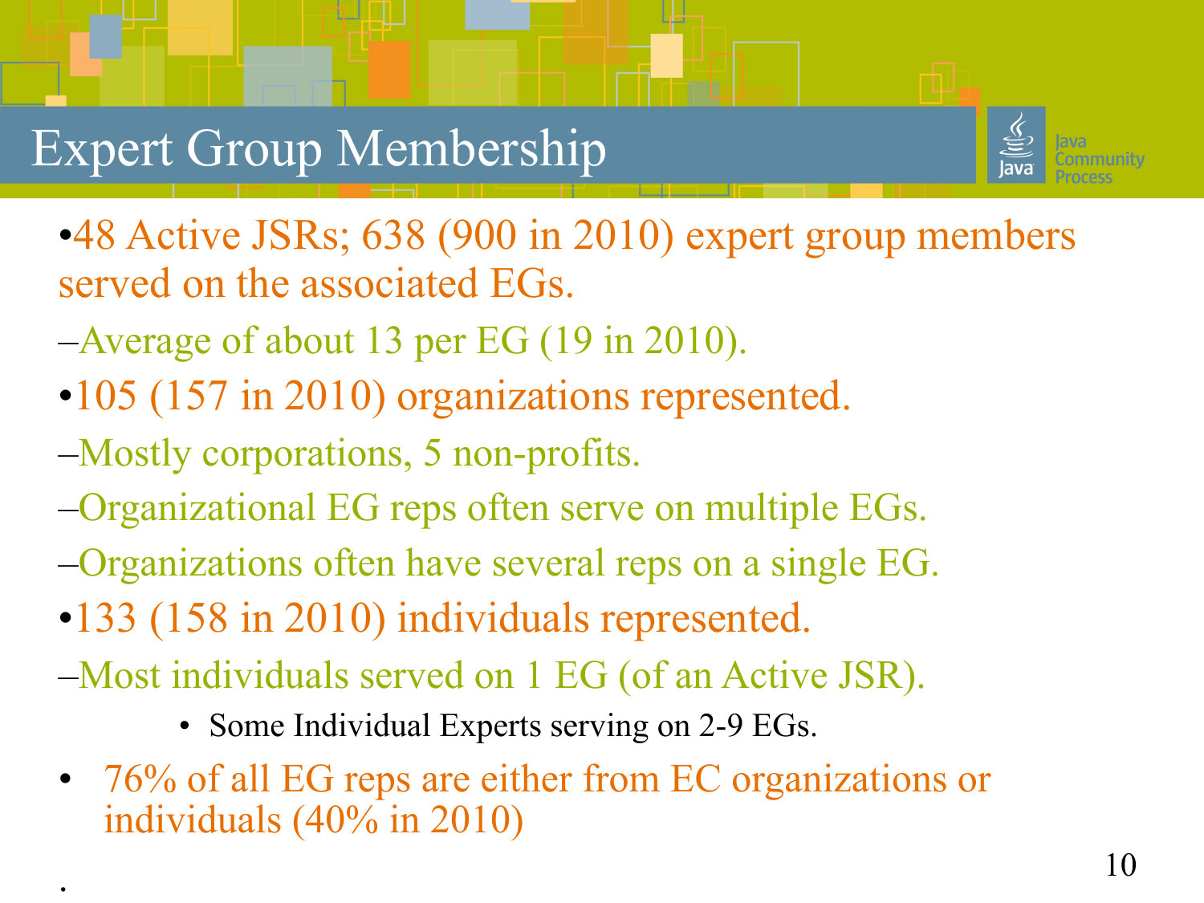# Expert Group Membership

- 48 Active JSRs; 638 (900 in 2010) expert group members served on the associated EGs.
  - Average of about 13 per EG (19 in 2010).
- 105 (157 in 2010) organizations represented.
  - Mostly corporations, 5 non-profits.
  - Organizational EG reps often serve on multiple EGs.
  - Organizations often have several reps on a single EG.
- 133 (158 in 2010) individuals represented.
  - Most individuals served on 1 EG (of an Active JSR).
    - Some Individual Experts serving on 2-9 EGs.
- 76% of all EG reps are either from EC organizations or individuals (40% in 2010)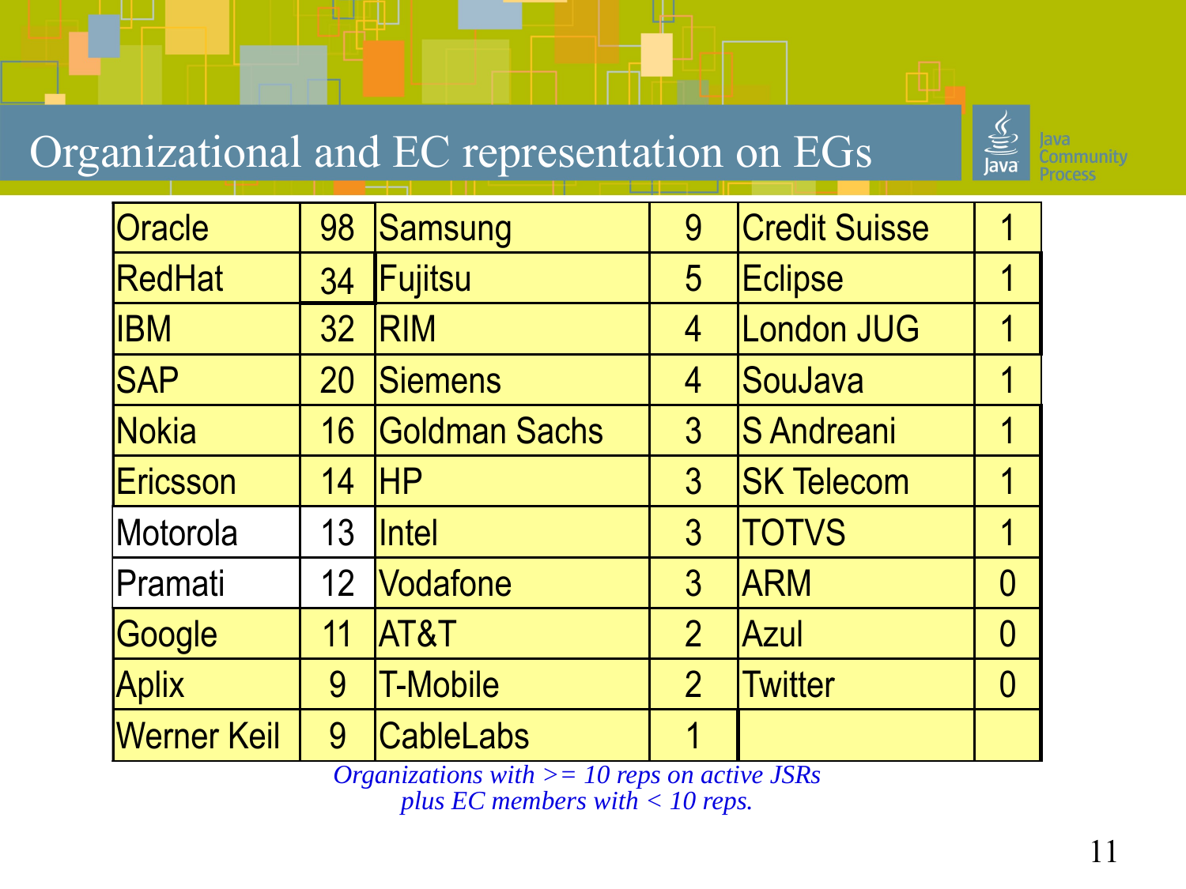# Organizational and EC representation on EGs

| | | | | | |
|---|---|---|---|---|---|
| Oracle | 98 | Samsung | 9 | Credit Suisse | 1 |
| RedHat | 34 | Fujitsu | 5 | Eclipse | 1 |
| IBM | 32 | RIM | 4 | London JUG | 1 |
| SAP | 20 | Siemens | 4 | SouJava | 1 |
| Nokia | 16 | Goldman Sachs | 3 | S Andreani | 1 |
| Ericsson | 14 | HP | 3 | SK Telecom | 1 |
| Motorola | 13 | Intel | 3 | TOTVS | 1 |
| Pramati | 12 | Vodafone | 3 | ARM | 0 |
| Google | 11 | AT&T | 2 | Azul | 0 |
| Aplix | 9 | T-Mobile | 2 | Twitter | 0 |
| Werner Keil | 9 | CableLabs | 1 | | |

*Organizations with >= 10 reps on active JSRs plus EC members with < 10 reps.*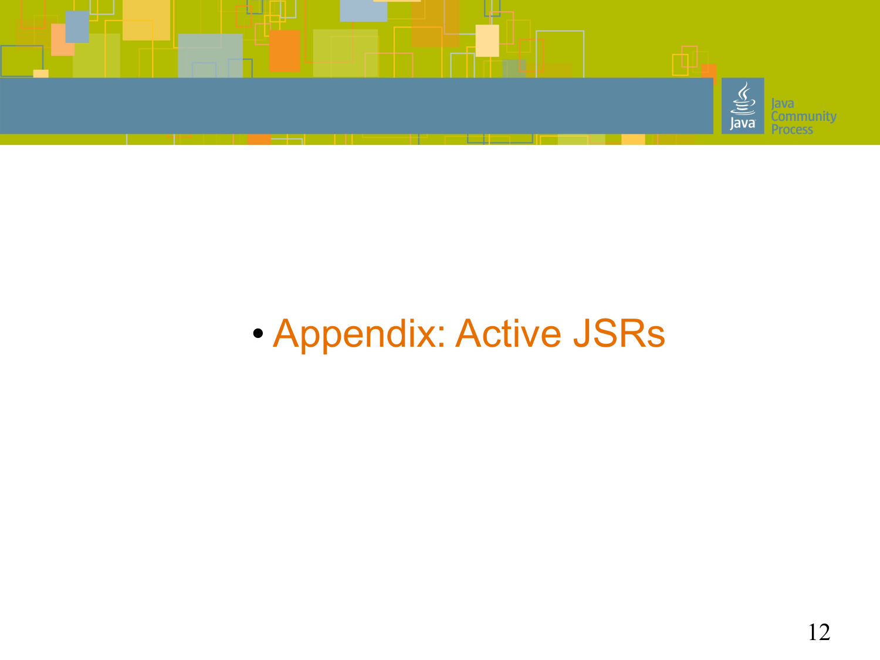- Appendix: Active JSRs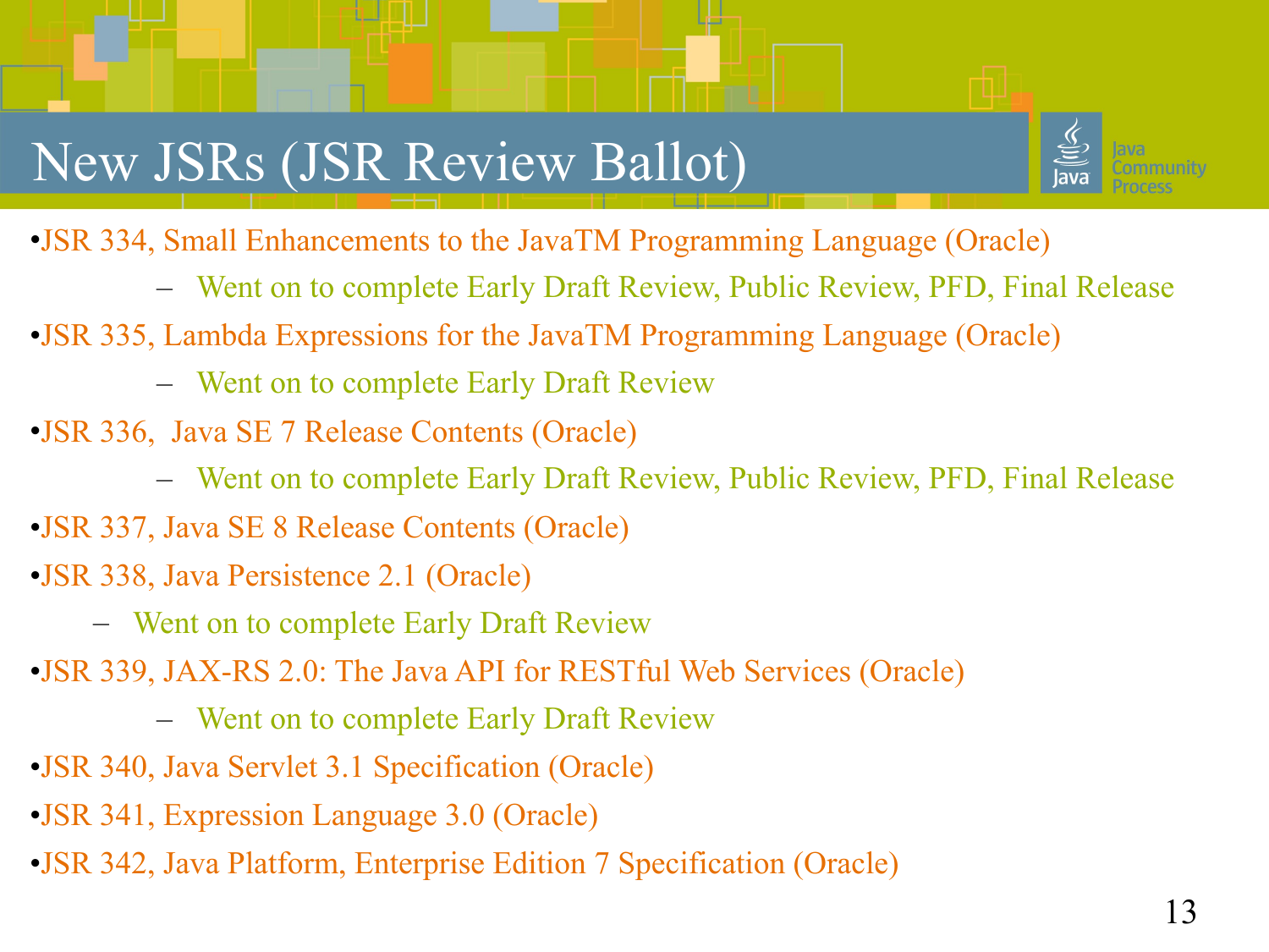# New JSRs (JSR Review Ballot)

- JSR 334, Small Enhancements to the JavaTM Programming Language (Oracle)
  - Went on to complete Early Draft Review, Public Review, PFD, Final Release
- JSR 335, Lambda Expressions for the JavaTM Programming Language (Oracle)
  - Went on to complete Early Draft Review
- JSR 336, Java SE 7 Release Contents (Oracle)
  - Went on to complete Early Draft Review, Public Review, PFD, Final Release
- JSR 337, Java SE 8 Release Contents (Oracle)
- JSR 338, Java Persistence 2.1 (Oracle)
  - Went on to complete Early Draft Review
- JSR 339, JAX-RS 2.0: The Java API for RESTful Web Services (Oracle)
  - Went on to complete Early Draft Review
- JSR 340, Java Servlet 3.1 Specification (Oracle)
- JSR 341, Expression Language 3.0 (Oracle)
- JSR 342, Java Platform, Enterprise Edition 7 Specification (Oracle)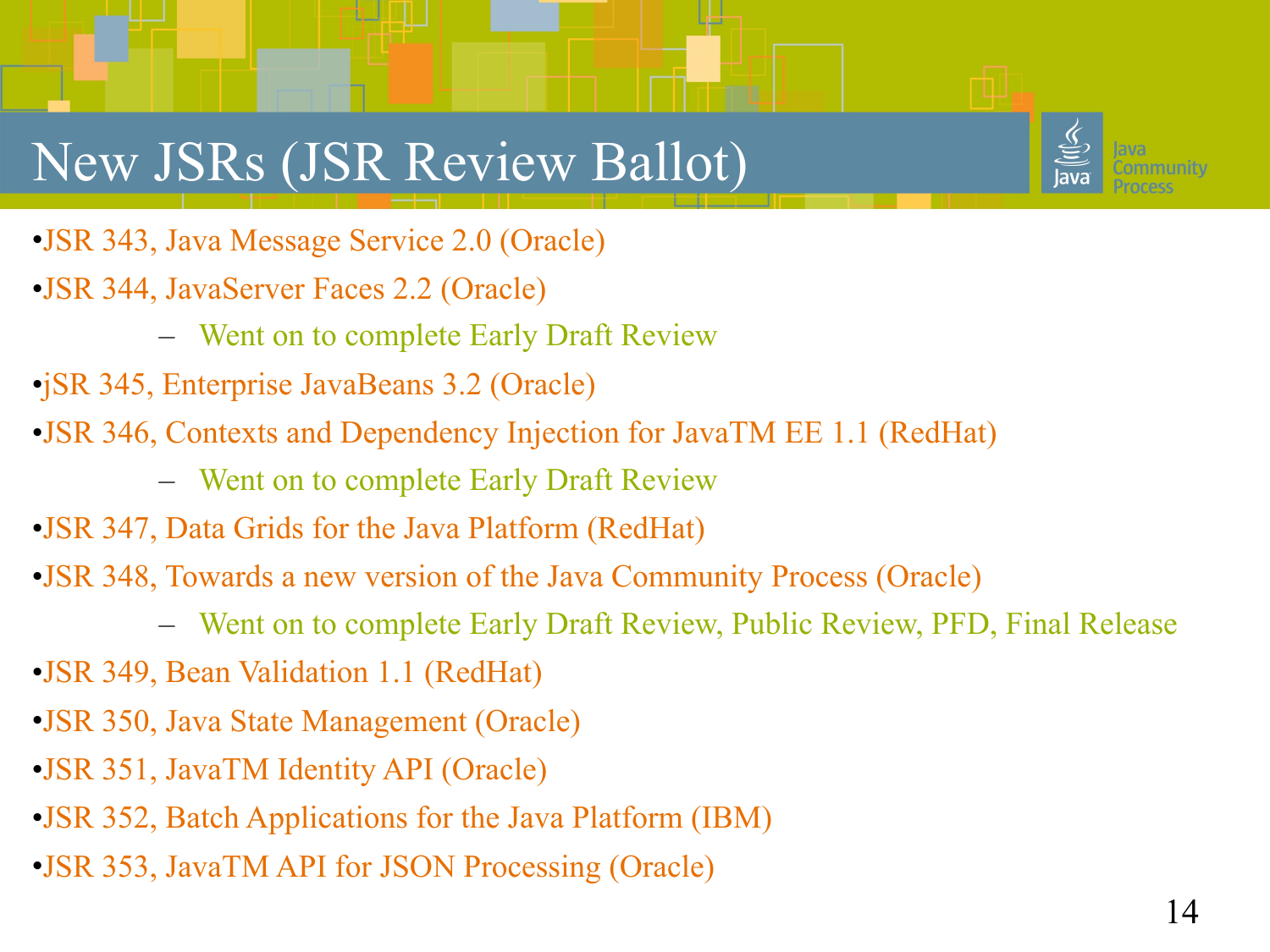# New JSRs (JSR Review Ballot)

- JSR 343, Java Message Service 2.0 (Oracle)
- JSR 344, JavaServer Faces 2.2 (Oracle)
  - Went on to complete Early Draft Review
- jSR 345, Enterprise JavaBeans 3.2 (Oracle)
- JSR 346, Contexts and Dependency Injection for JavaTM EE 1.1 (RedHat)
  - Went on to complete Early Draft Review
- JSR 347, Data Grids for the Java Platform (RedHat)
- JSR 348, Towards a new version of the Java Community Process (Oracle)
  - Went on to complete Early Draft Review, Public Review, PFD, Final Release
- JSR 349, Bean Validation 1.1 (RedHat)
- JSR 350, Java State Management (Oracle)
- JSR 351, JavaTM Identity API (Oracle)
- JSR 352, Batch Applications for the Java Platform (IBM)
- JSR 353, JavaTM API for JSON Processing (Oracle)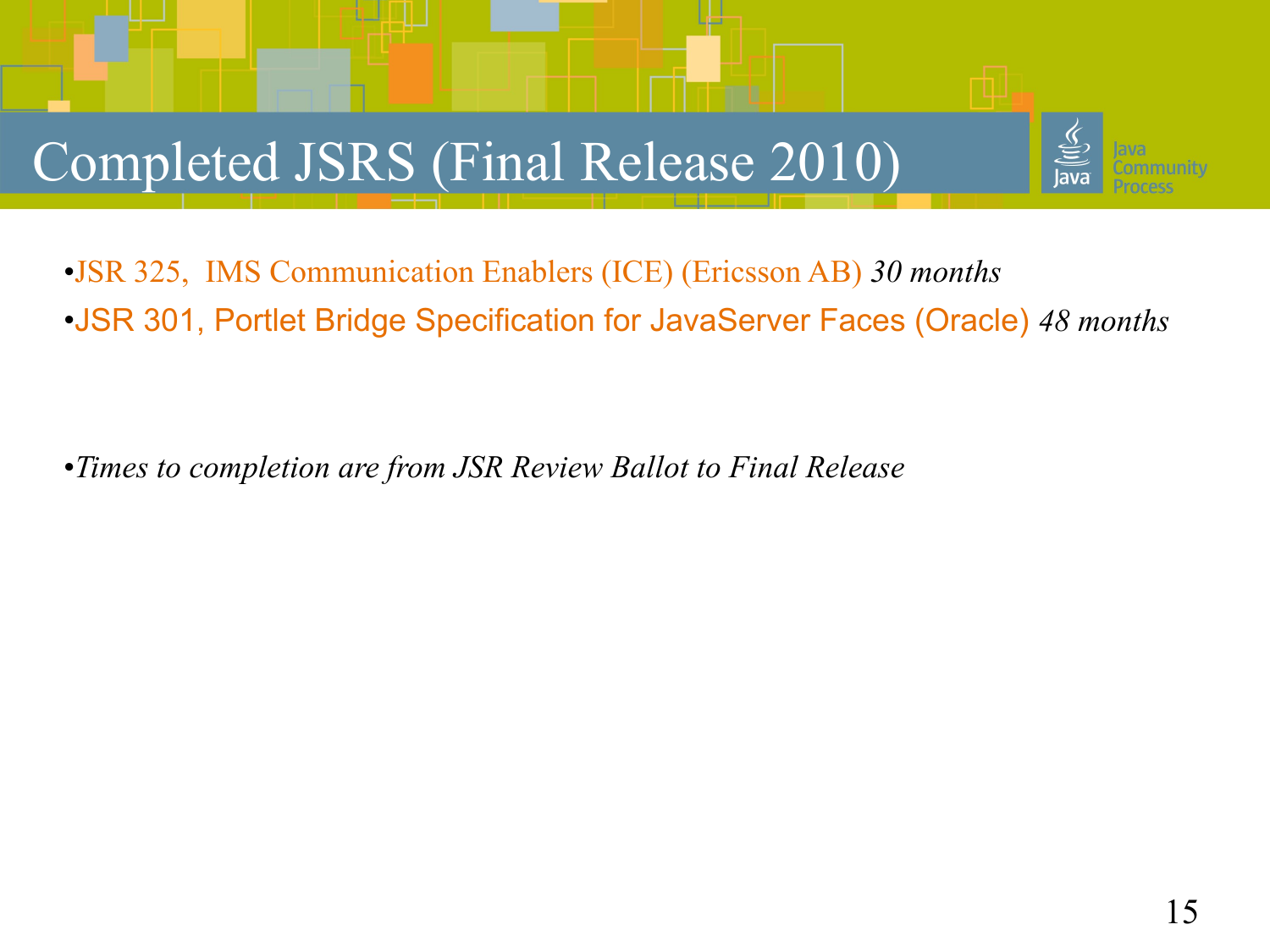# Completed JSRS (Final Release 2010)

- JSR 325, IMS Communication Enablers (ICE) (Ericsson AB) *30 months*
- JSR 301, Portlet Bridge Specification for JavaServer Faces (Oracle) *48 months*

- *Times to completion are from JSR Review Ballot to Final Release*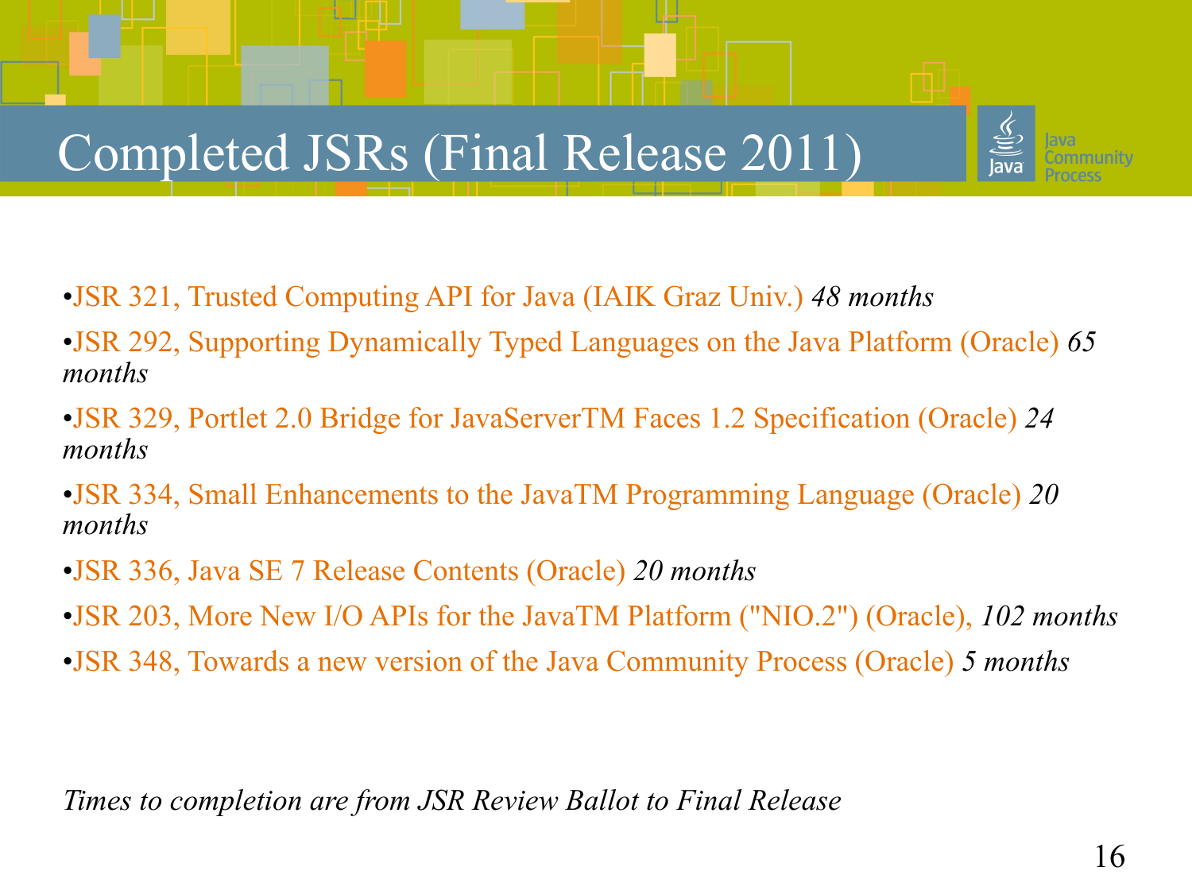# Completed JSRs (Final Release 2011)

- JSR 321, Trusted Computing API for Java (IAIK Graz Univ.) *48 months*
- JSR 292, Supporting Dynamically Typed Languages on the Java Platform (Oracle) *65 months*
- JSR 329, Portlet 2.0 Bridge for JavaServerTM Faces 1.2 Specification (Oracle) *24 months*
- JSR 334, Small Enhancements to the JavaTM Programming Language (Oracle) *20 months*
- JSR 336, Java SE 7 Release Contents (Oracle) *20 months*
- JSR 203, More New I/O APIs for the JavaTM Platform ("NIO.2") (Oracle), *102 months*
- JSR 348, Towards a new version of the Java Community Process (Oracle) *5 months*

*Times to completion are from JSR Review Ballot to Final Release*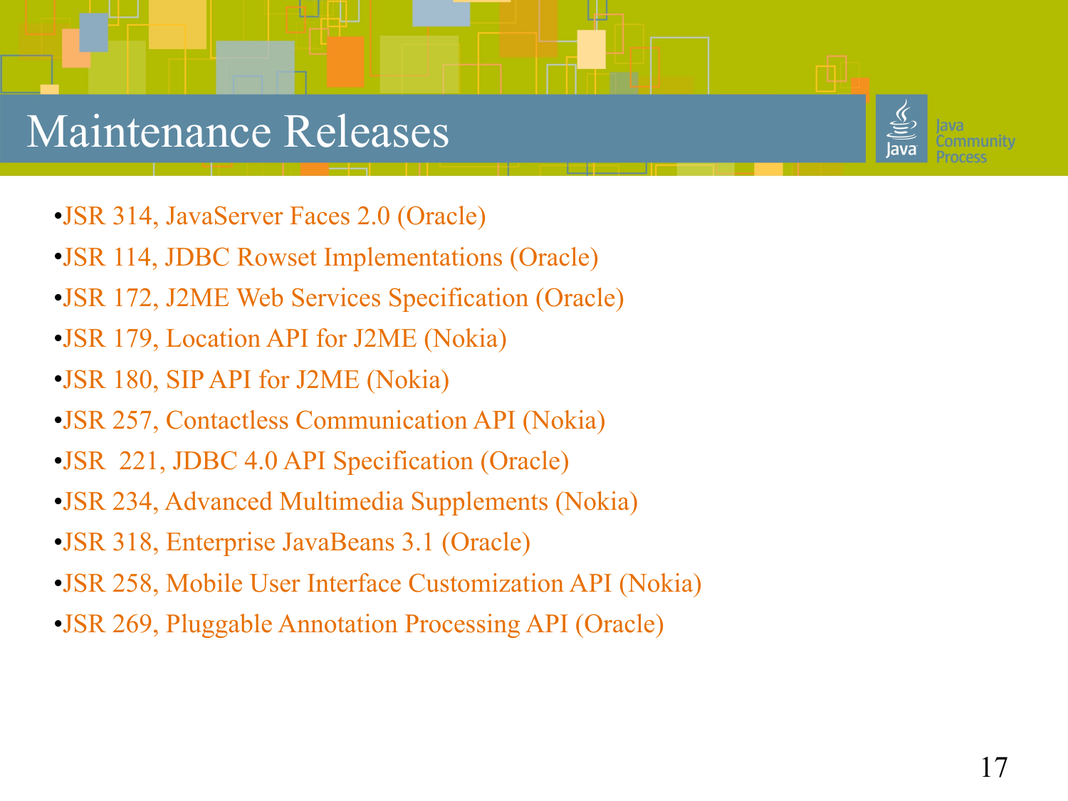# Maintenance Releases

- JSR 314, JavaServer Faces 2.0 (Oracle)
- JSR 114, JDBC Rowset Implementations (Oracle)
- JSR 172, J2ME Web Services Specification (Oracle)
- JSR 179, Location API for J2ME (Nokia)
- JSR 180, SIP API for J2ME (Nokia)
- JSR 257, Contactless Communication API (Nokia)
- JSR 221, JDBC 4.0 API Specification (Oracle)
- JSR 234, Advanced Multimedia Supplements (Nokia)
- JSR 318, Enterprise JavaBeans 3.1 (Oracle)
- JSR 258, Mobile User Interface Customization API (Nokia)
- JSR 269, Pluggable Annotation Processing API (Oracle)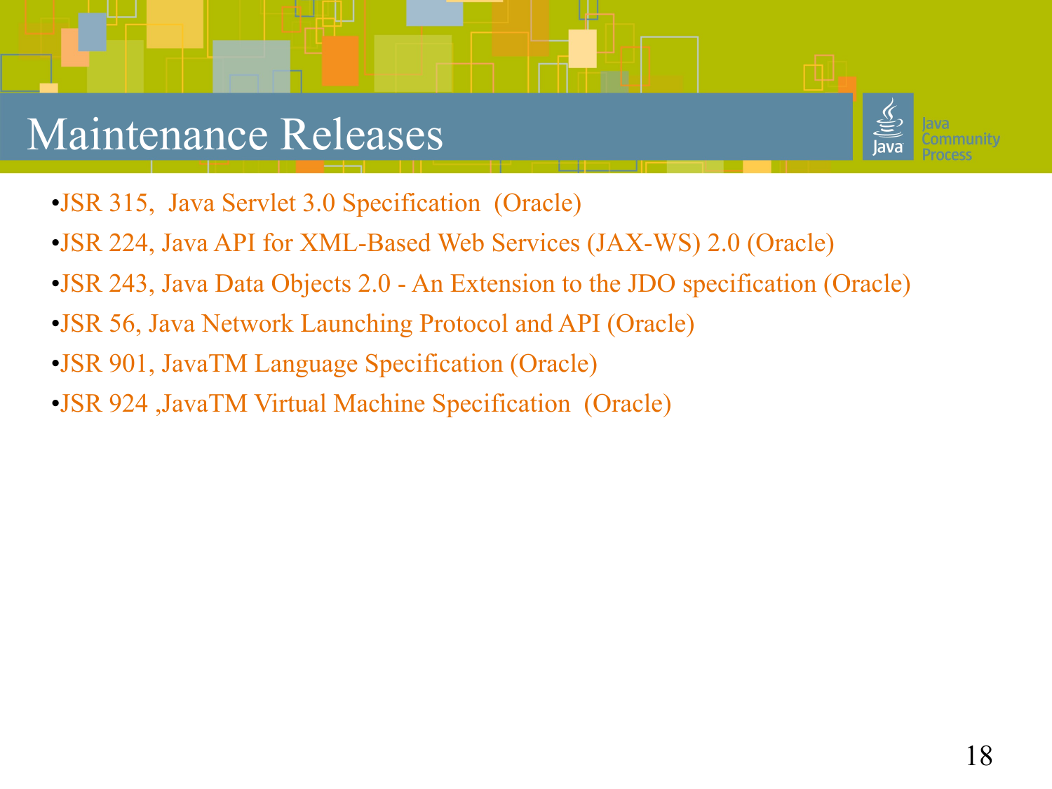# Maintenance Releases

- JSR 315,  Java Servlet 3.0 Specification  (Oracle)
- JSR 224, Java API for XML-Based Web Services (JAX-WS) 2.0 (Oracle)
- JSR 243, Java Data Objects 2.0 - An Extension to the JDO specification (Oracle)
- JSR 56, Java Network Launching Protocol and API (Oracle)
- JSR 901, JavaTM Language Specification (Oracle)
- JSR 924 ,JavaTM Virtual Machine Specification  (Oracle)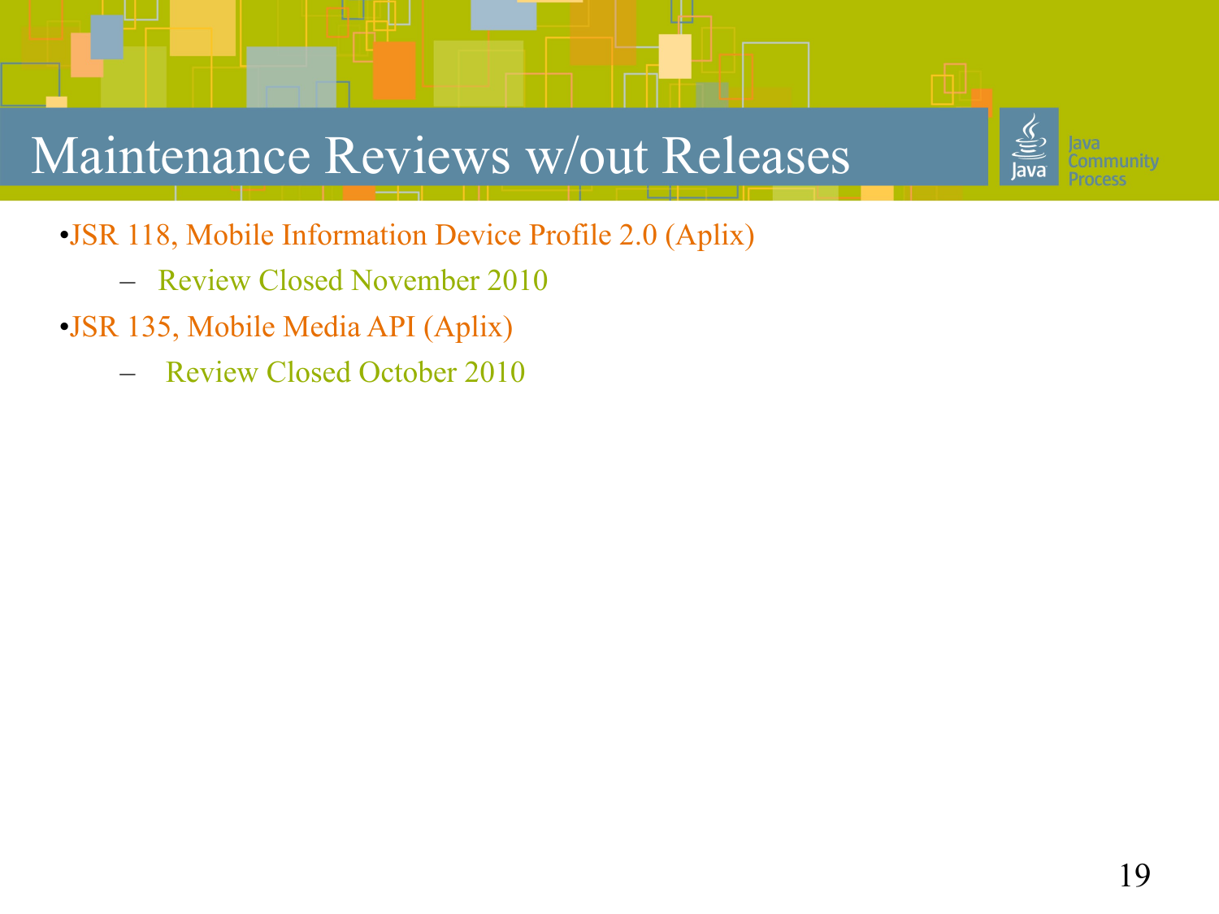# Maintenance Reviews w/out Releases

- JSR 118, Mobile Information Device Profile 2.0 (Aplix)
  - Review Closed November 2010
- JSR 135, Mobile Media API (Aplix)
  - Review Closed October 2010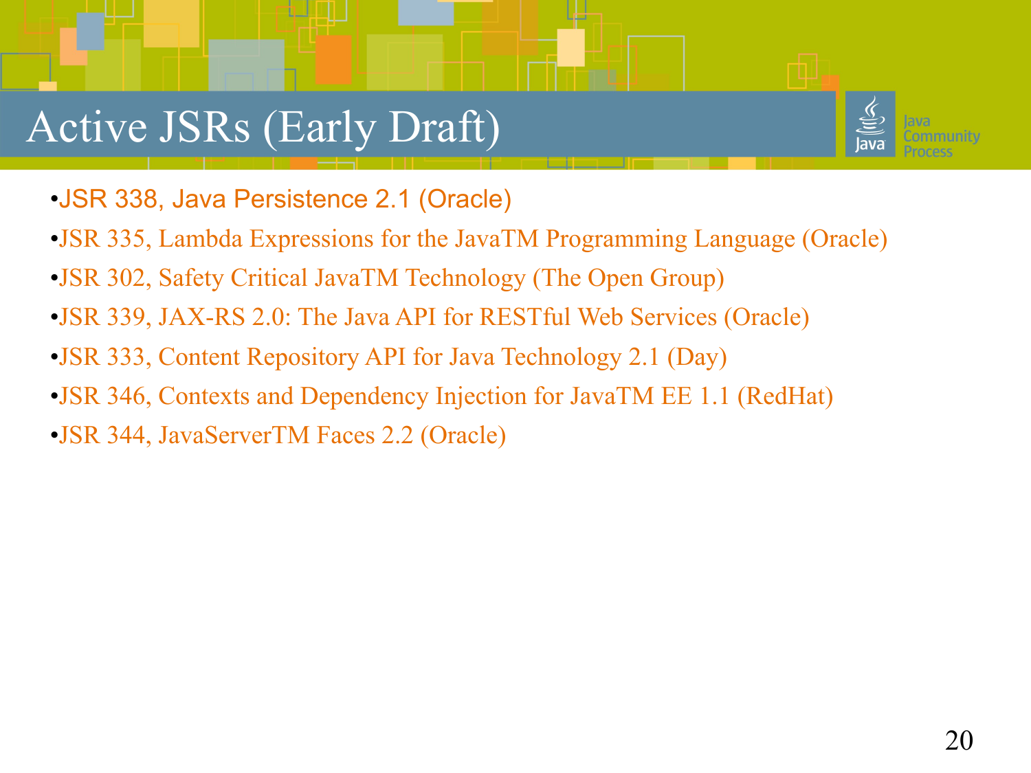# Active JSRs (Early Draft)

- JSR 338, Java Persistence 2.1 (Oracle)
- JSR 335, Lambda Expressions for the JavaTM Programming Language (Oracle)
- JSR 302, Safety Critical JavaTM Technology (The Open Group)
- JSR 339, JAX-RS 2.0: The Java API for RESTful Web Services (Oracle)
- JSR 333, Content Repository API for Java Technology 2.1 (Day)
- JSR 346, Contexts and Dependency Injection for JavaTM EE 1.1 (RedHat)
- JSR 344, JavaServerTM Faces 2.2 (Oracle)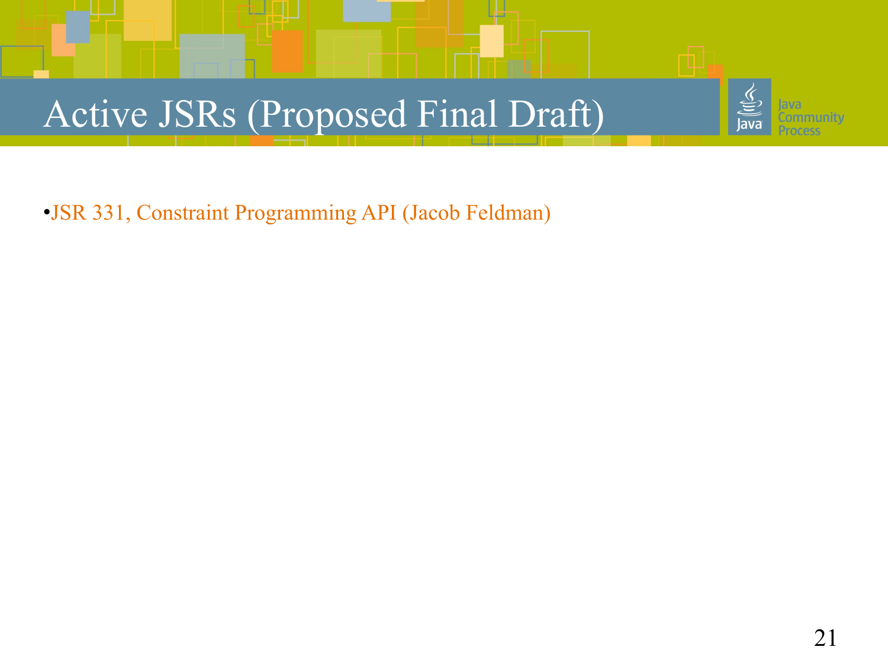# Active JSRs (Proposed Final Draft)

- JSR 331, Constraint Programming API (Jacob Feldman)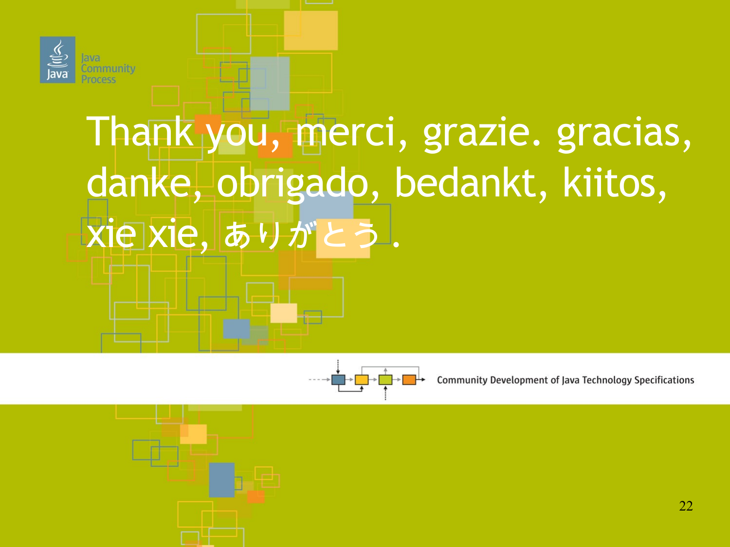Java Community Process

# Thank you, merci, grazie. gracias, danke, obrigado, bedankt, kiitos, xie xie, ありがとう.

Community Development of Java Technology Specifications